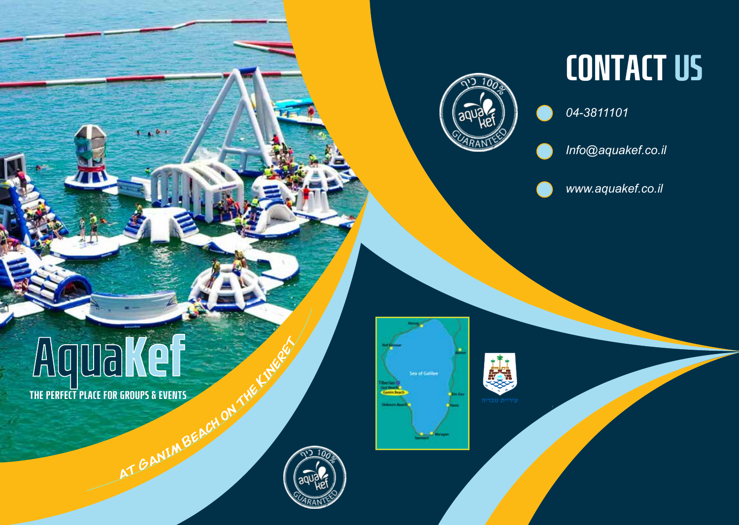# AquaKef

THE PERFECT PLACE FOR GROUPS & EVENTS

AT GANIM BEACH ON THE KINERET

# CONTACT US

- 04-3811101
- Info@aquakef.co.il
- www.aquakef.co.il

עיריית טבריה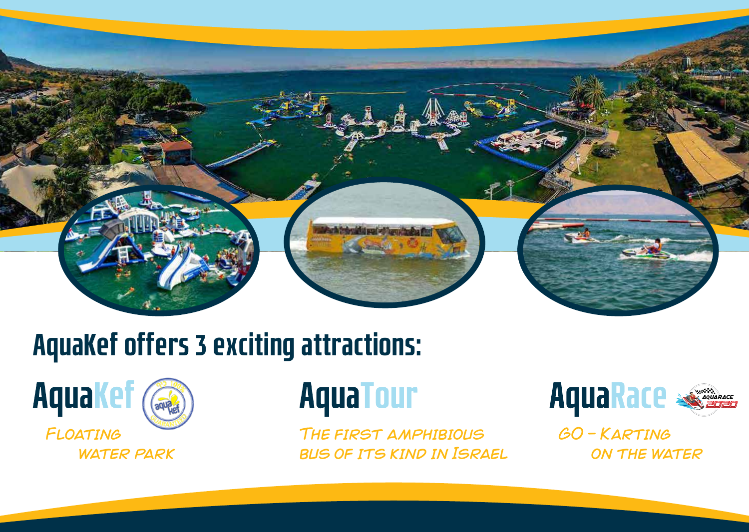## AquaKef offers 3 exciting attractions:

### AquaKef

*Floating water park*

### AquaTour

*The first amphibious bus of its kind in Israel*

### AquaRace

*Go - Karting on the water*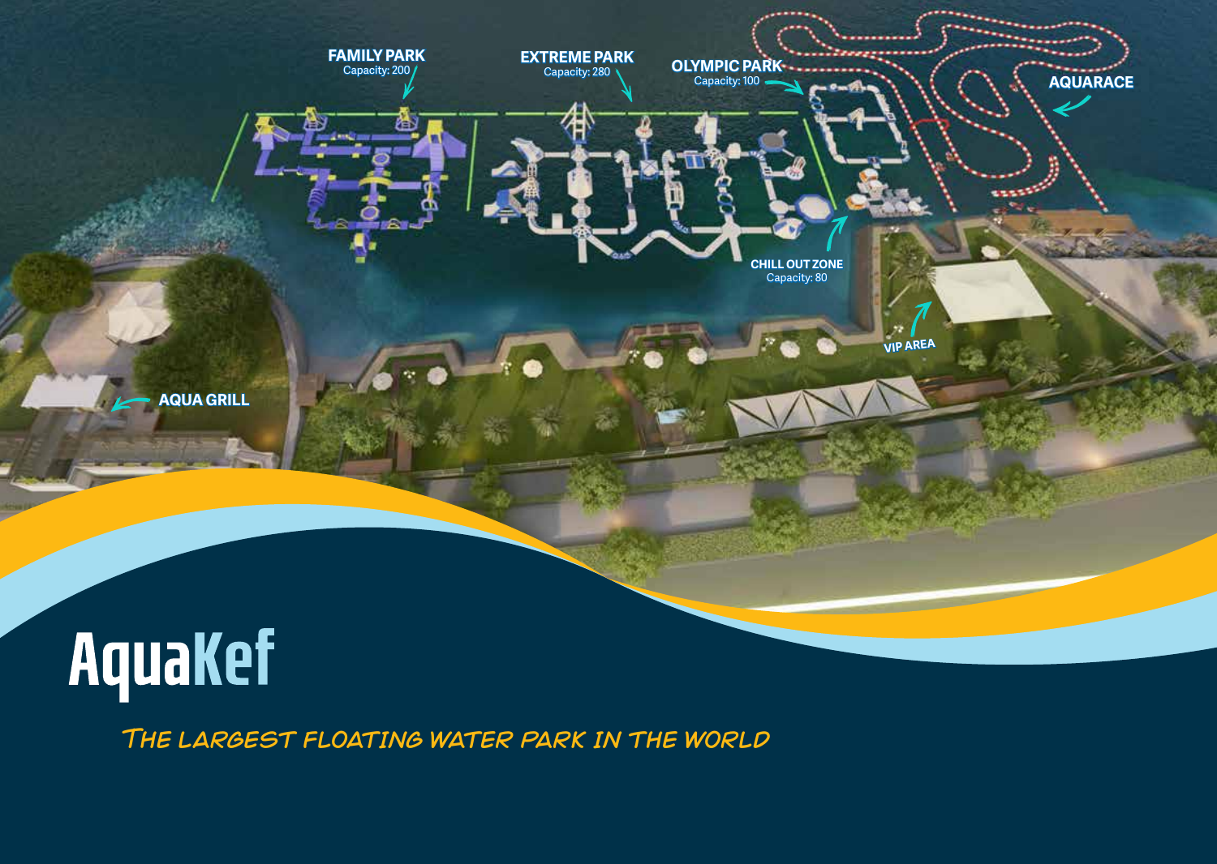FAMILY PARK
Capacity: 200

EXTREME PARK
Capacity: 280

OLYMPIC PARK
Capacity: 100

AQUARACE

CHILL OUT ZONE
Capacity: 80

VIP AREA

AQUA GRILL

# AquaKef

*The largest floating water park in the world*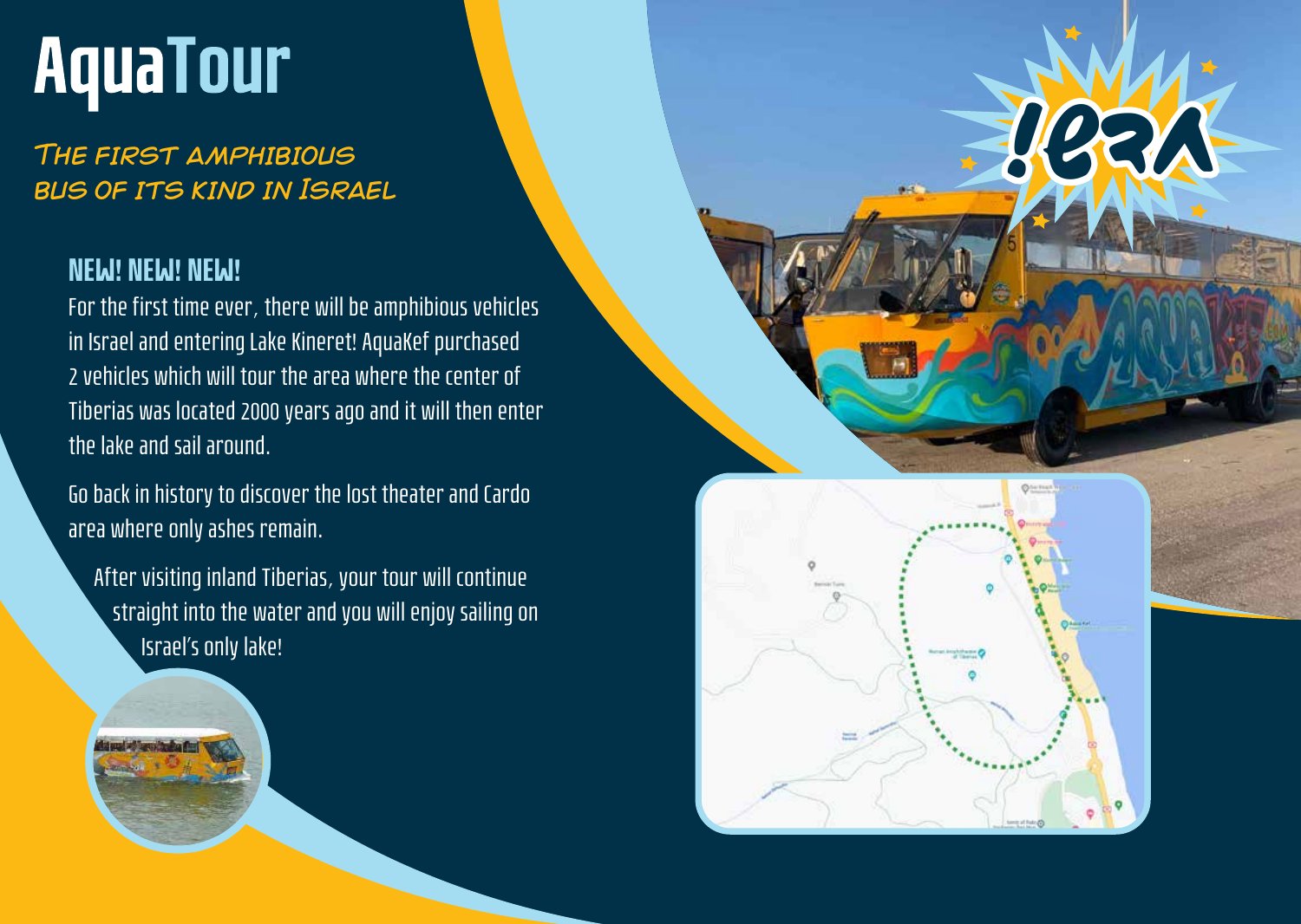# AquaTour

## The first amphibious bus of its kind in Israel

### NEW! NEW! NEW!

For the first time ever, there will be amphibious vehicles in Israel and entering Lake Kineret! AquaKef purchased 2 vehicles which will tour the area where the center of Tiberias was located 2000 years ago and it will then enter the lake and sail around.

Go back in history to discover the lost theater and Cardo area where only ashes remain.

After visiting inland Tiberias, your tour will continue straight into the water and you will enjoy sailing on Israel's only lake!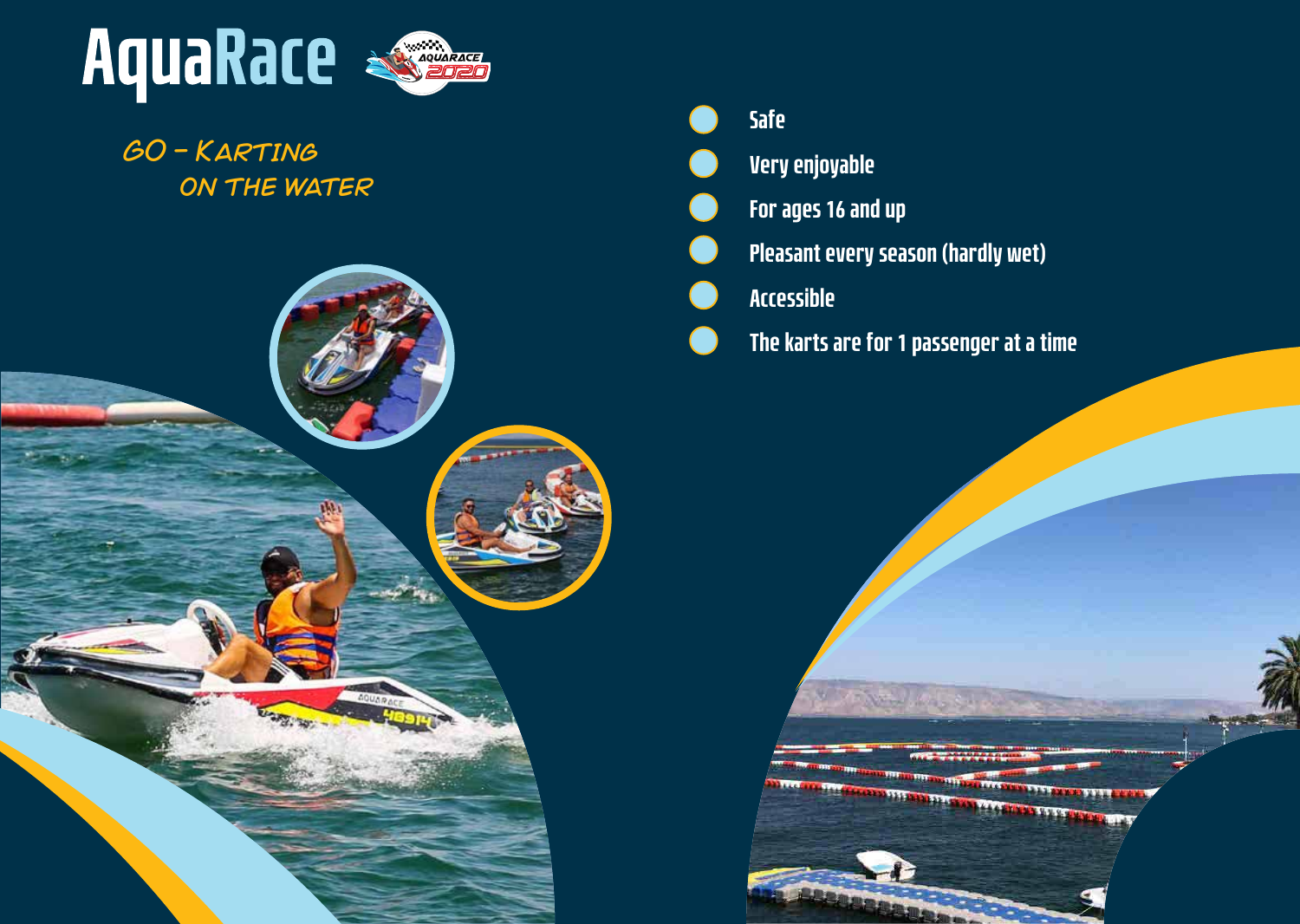# AquaRace

## GO - KARTING ON THE WATER

- Safe
- Very enjoyable
- For ages 16 and up
- Pleasant every season (hardly wet)
- Accessible
- The karts are for 1 passenger at a time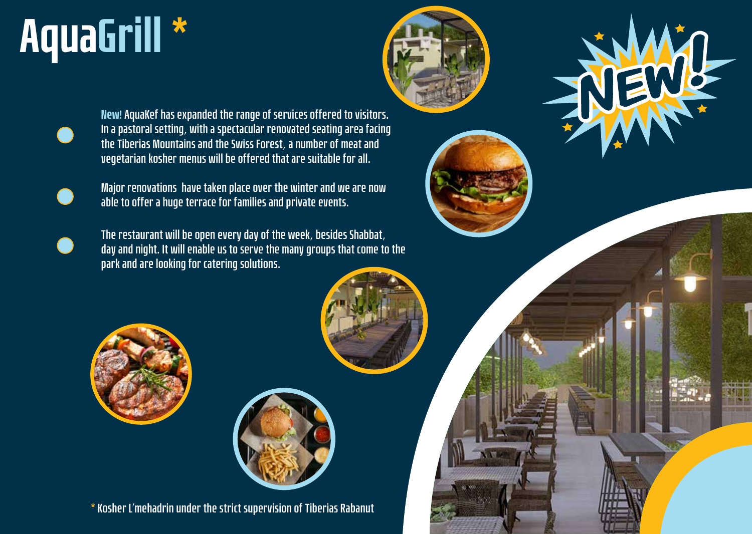# AquaGrill *

- **New!** AquaKef has expanded the range of services offered to visitors. In a pastoral setting, with a spectacular renovated seating area facing the Tiberias Mountains and the Swiss Forest, a number of meat and vegetarian kosher menus will be offered that are suitable for all.
- Major renovations have taken place over the winter and we are now able to offer a huge terrace for families and private events.
- The restaurant will be open every day of the week, besides Shabbat, day and night. It will enable us to serve the many groups that come to the park and are looking for catering solutions.

NEW!

* Kosher L'mehadrin under the strict supervision of Tiberias Rabanut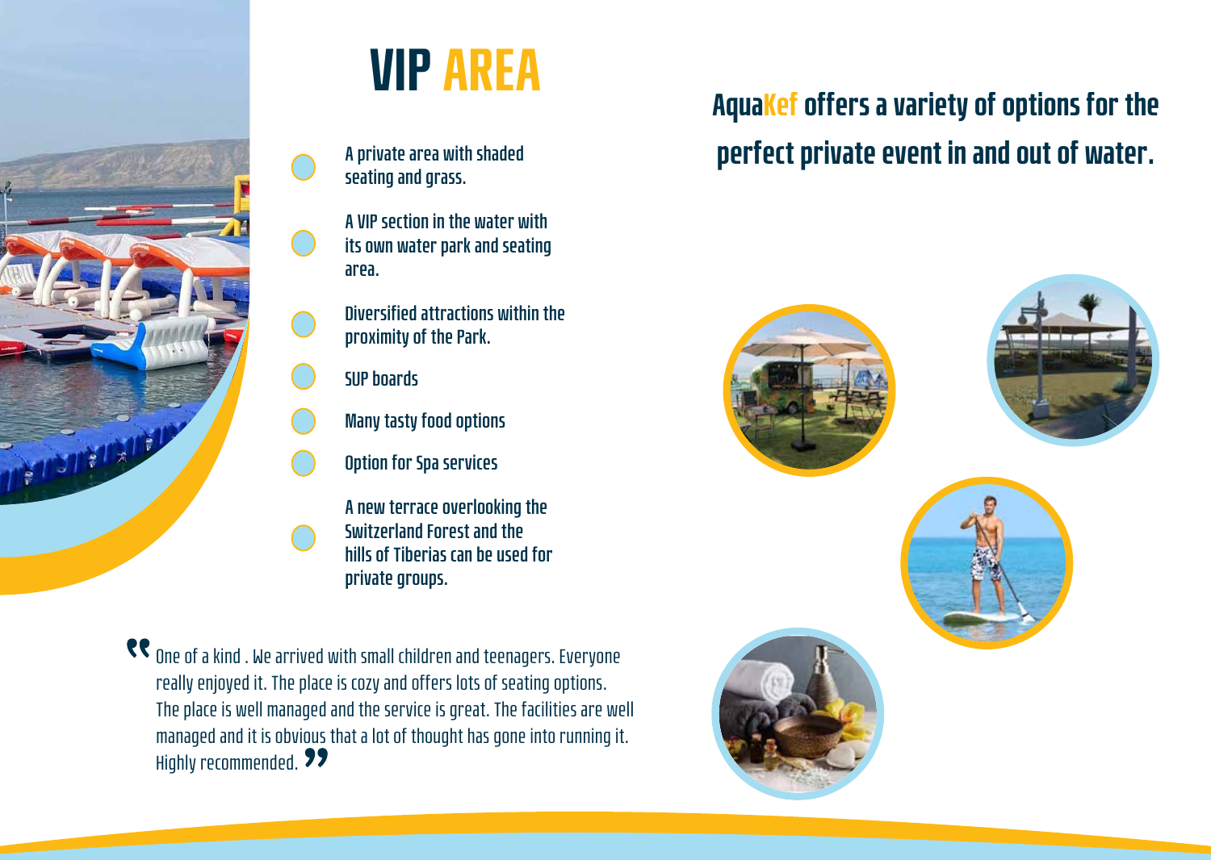# VIP AREA

- A private area with shaded seating and grass.
- A VIP section in the water with its own water park and seating area.
- Diversified attractions within the proximity of the Park.
- SUP boards
- Many tasty food options
- Option for Spa services
- A new terrace overlooking the Switzerland Forest and the hills of Tiberias can be used for private groups.

## AquaKef offers a variety of options for the perfect private event in and out of water.

" One of a kind . We arrived with small children and teenagers. Everyone really enjoyed it. The place is cozy and offers lots of seating options. The place is well managed and the service is great. The facilities are well managed and it is obvious that a lot of thought has gone into running it. Highly recommended. "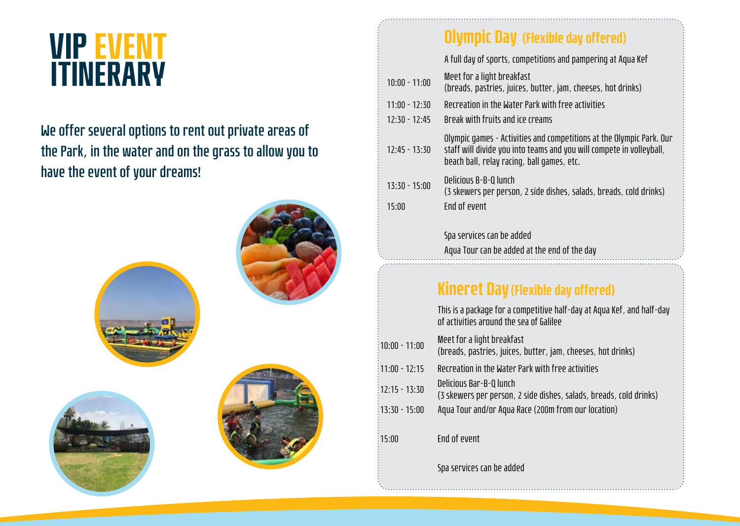# VIP EVENT ITINERARY

We offer several options to rent out private areas of the Park, in the water and on the grass to allow you to have the event of your dreams!

## Olympic Day (Flexible day offered)

A full day of sports, competitions and pampering at Aqua Kef

| Time | Activity |
|---|---|
| 10:00 - 11:00 | Meet for a light breakfast (breads, pastries, juices, butter, jam, cheeses, hot drinks) |
| 11:00 - 12:30 | Recreation in the Water Park with free activities |
| 12:30 - 12:45 | Break with fruits and ice creams |
| 12:45 - 13:30 | Olympic games - Activities and competitions at the Olympic Park. Our staff will divide you into teams and you will compete in volleyball, beach ball, relay racing, ball games, etc. |
| 13:30 - 15:00 | Delicious B-B-Q lunch (3 skewers per person, 2 side dishes, salads, breads, cold drinks) |
| 15:00 | End of event |

Spa services can be added

Aqua Tour can be added at the end of the day

## Kineret Day (Flexible day offered)

This is a package for a competitive half-day at Aqua Kef, and half-day of activities around the sea of Galilee

| Time | Activity |
|---|---|
| 10:00 - 11:00 | Meet for a light breakfast (breads, pastries, juices, butter, jam, cheeses, hot drinks) |
| 11:00 - 12:15 | Recreation in the Water Park with free activities |
| 12:15 - 13:30 | Delicious Bar-B-Q lunch (3 skewers per person, 2 side dishes, salads, breads, cold drinks) |
| 13:30 - 15:00 | Aqua Tour and/or Aqua Race (200m from our location) |
| 15:00 | End of event |

Spa services can be added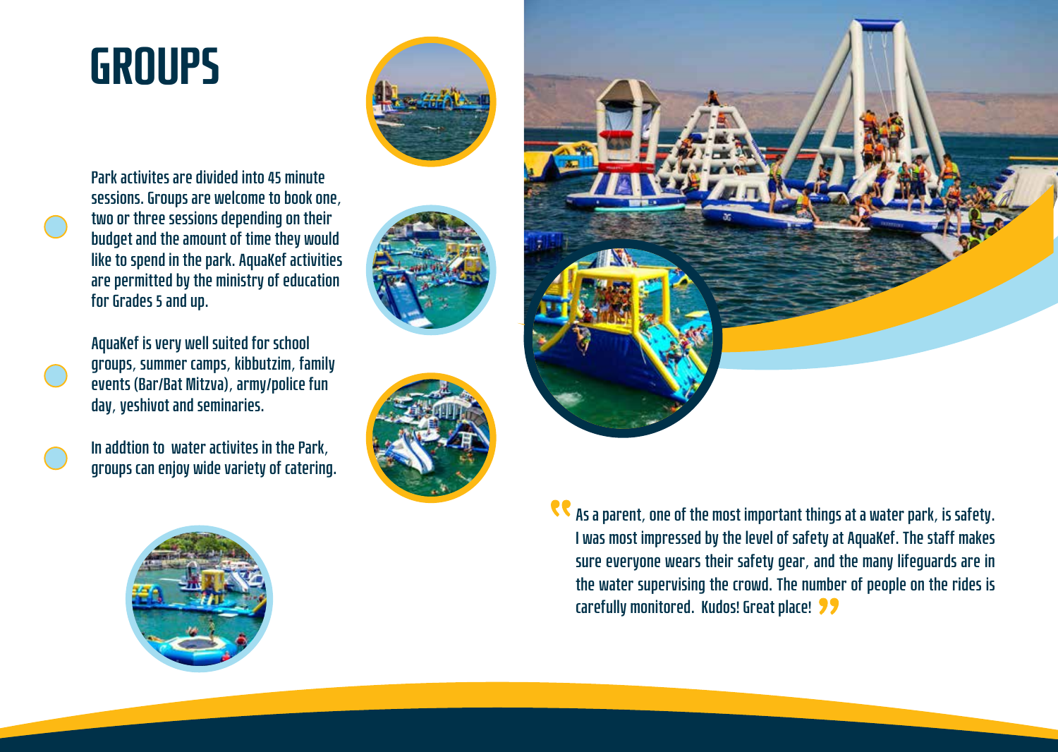# GROUPS

- Park activites are divided into 45 minute sessions. Groups are welcome to book one, two or three sessions depending on their budget and the amount of time they would like to spend in the park. AquaKef activities are permitted by the ministry of education for Grades 5 and up.

- AquaKef is very well suited for school groups, summer camps, kibbutzim, family events (Bar/Bat Mitzva), army/police fun day, yeshivot and seminaries.

- In addtion to water activites in the Park, groups can enjoy wide variety of catering.

> "As a parent, one of the most important things at a water park, is safety. I was most impressed by the level of safety at AquaKef. The staff makes sure everyone wears their safety gear, and the many lifeguards are in the water supervising the crowd. The number of people on the rides is carefully monitored. Kudos! Great place!"